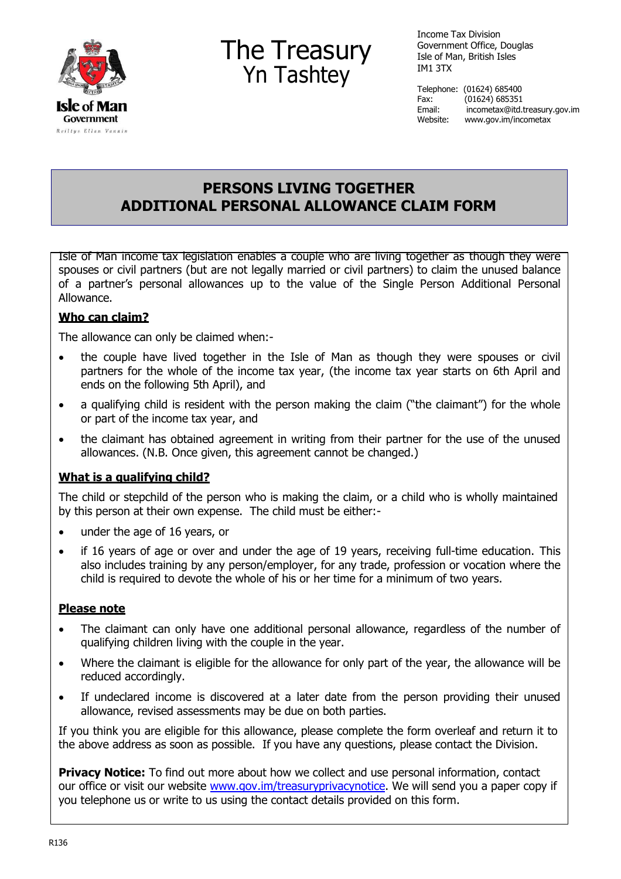Isle of Man Government
Reiltys Ellan Vannin

# The Treasury
## Yn Tashtey

Income Tax Division
Government Office, Douglas
Isle of Man, British Isles
IM1 3TX

Telephone: (01624) 685400
Fax: (01624) 685351
Email: incometax@itd.treasury.gov.im
Website: www.gov.im/incometax

# PERSONS LIVING TOGETHER ADDITIONAL PERSONAL ALLOWANCE CLAIM FORM

Isle of Man income tax legislation enables a couple who are living together as though they were spouses or civil partners (but are not legally married or civil partners) to claim the unused balance of a partner's personal allowances up to the value of the Single Person Additional Personal Allowance.

### Who can claim?

The allowance can only be claimed when:-

- the couple have lived together in the Isle of Man as though they were spouses or civil partners for the whole of the income tax year, (the income tax year starts on 6th April and ends on the following 5th April), and
- a qualifying child is resident with the person making the claim ("the claimant") for the whole or part of the income tax year, and
- the claimant has obtained agreement in writing from their partner for the use of the unused allowances. (N.B. Once given, this agreement cannot be changed.)

### What is a qualifying child?

The child or stepchild of the person who is making the claim, or a child who is wholly maintained by this person at their own expense. The child must be either:-

- under the age of 16 years, or
- if 16 years of age or over and under the age of 19 years, receiving full-time education. This also includes training by any person/employer, for any trade, profession or vocation where the child is required to devote the whole of his or her time for a minimum of two years.

### Please note

- The claimant can only have one additional personal allowance, regardless of the number of qualifying children living with the couple in the year.
- Where the claimant is eligible for the allowance for only part of the year, the allowance will be reduced accordingly.
- If undeclared income is discovered at a later date from the person providing their unused allowance, revised assessments may be due on both parties.

If you think you are eligible for this allowance, please complete the form overleaf and return it to the above address as soon as possible. If you have any questions, please contact the Division.

**Privacy Notice:** To find out more about how we collect and use personal information, contact our office or visit our website www.gov.im/treasuryprivacynotice. We will send you a paper copy if you telephone us or write to us using the contact details provided on this form.

R136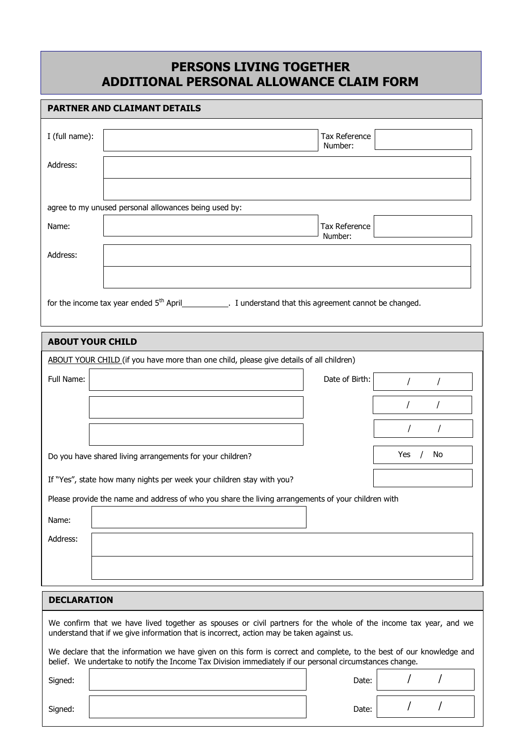# PERSONS LIVING TOGETHER
# ADDITIONAL PERSONAL ALLOWANCE CLAIM FORM

## PARTNER AND CLAIMANT DETAILS

I (full name): ____________________ Tax Reference Number: __________

Address: ____________________

____________________

agree to my unused personal allowances being used by:

Name: ____________________ Tax Reference Number: __________

Address: ____________________

____________________

for the income tax year ended 5th April__________. I understand that this agreement cannot be changed.

## ABOUT YOUR CHILD

ABOUT YOUR CHILD (if you have more than one child, please give details of all children)

| Full Name: | Date of Birth: |
|---|---|
| | / / |
| | / / |
| | / / |

Do you have shared living arrangements for your children? Yes / No

If "Yes", state how many nights per week your children stay with you? __________

Please provide the name and address of who you share the living arrangements of your children with

Name: ____________________

Address: ____________________

____________________

## DECLARATION

We confirm that we have lived together as spouses or civil partners for the whole of the income tax year, and we understand that if we give information that is incorrect, action may be taken against us.

We declare that the information we have given on this form is correct and complete, to the best of our knowledge and belief. We undertake to notify the Income Tax Division immediately if our personal circumstances change.

Signed: ____________________ Date: / /

Signed: ____________________ Date: / /